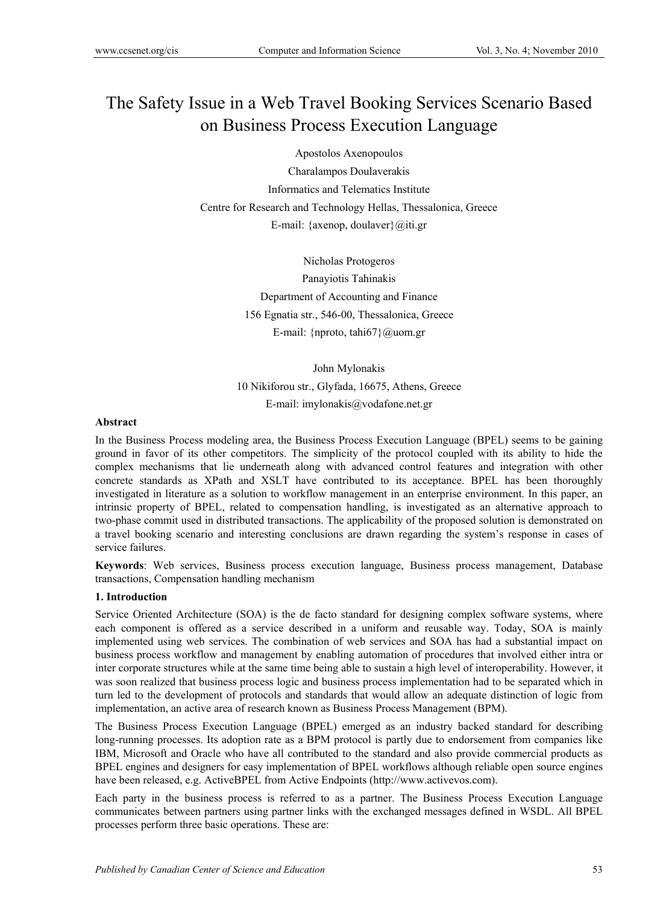# The Safety Issue in a Web Travel Booking Services Scenario Based on Business Process Execution Language

Apostolos Axenopoulos

Charalampos Doulaverakis

Informatics and Telematics Institute

Centre for Research and Technology Hellas, Thessalonica, Greece

E-mail: {axenop, doulaver}@iti.gr

Nicholas Protogeros

Panayiotis Tahinakis

Department of Accounting and Finance

156 Egnatia str., 546-00, Thessalonica, Greece

E-mail: {nproto, tahi67}@uom.gr

John Mylonakis

10 Nikiforou str., Glyfada, 16675, Athens, Greece

E-mail: imylonakis@vodafone.net.gr

**Abstract**

In the Business Process modeling area, the Business Process Execution Language (BPEL) seems to be gaining ground in favor of its other competitors. The simplicity of the protocol coupled with its ability to hide the complex mechanisms that lie underneath along with advanced control features and integration with other concrete standards as XPath and XSLT have contributed to its acceptance. BPEL has been thoroughly investigated in literature as a solution to workflow management in an enterprise environment. In this paper, an intrinsic property of BPEL, related to compensation handling, is investigated as an alternative approach to two-phase commit used in distributed transactions. The applicability of the proposed solution is demonstrated on a travel booking scenario and interesting conclusions are drawn regarding the system's response in cases of service failures.

**Keywords**: Web services, Business process execution language, Business process management, Database transactions, Compensation handling mechanism

## 1. Introduction

Service Oriented Architecture (SOA) is the de facto standard for designing complex software systems, where each component is offered as a service described in a uniform and reusable way. Today, SOA is mainly implemented using web services. The combination of web services and SOA has had a substantial impact on business process workflow and management by enabling automation of procedures that involved either intra or inter corporate structures while at the same time being able to sustain a high level of interoperability. However, it was soon realized that business process logic and business process implementation had to be separated which in turn led to the development of protocols and standards that would allow an adequate distinction of logic from implementation, an active area of research known as Business Process Management (BPM).

The Business Process Execution Language (BPEL) emerged as an industry backed standard for describing long-running processes. Its adoption rate as a BPM protocol is partly due to endorsement from companies like IBM, Microsoft and Oracle who have all contributed to the standard and also provide commercial products as BPEL engines and designers for easy implementation of BPEL workflows although reliable open source engines have been released, e.g. ActiveBPEL from Active Endpoints (http://www.activevos.com).

Each party in the business process is referred to as a partner. The Business Process Execution Language communicates between partners using partner links with the exchanged messages defined in WSDL. All BPEL processes perform three basic operations. These are: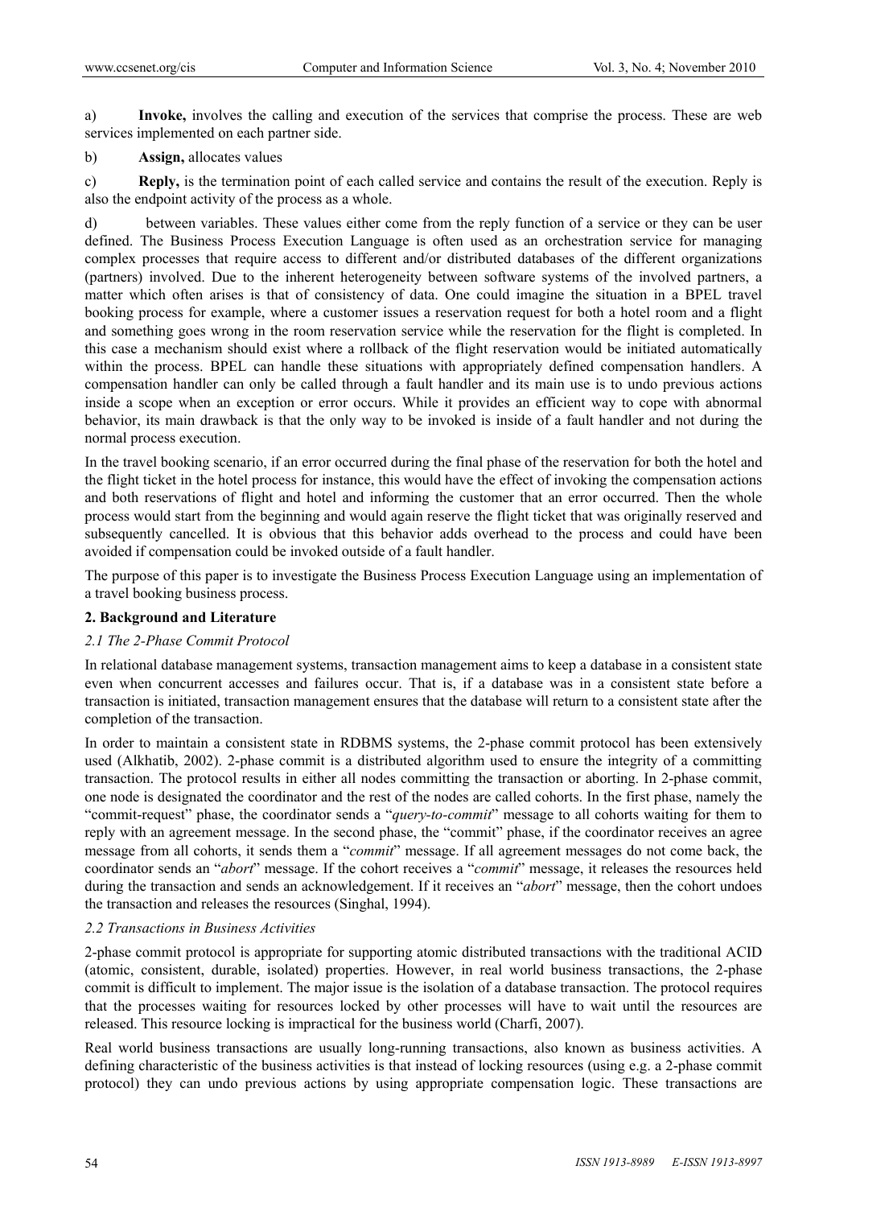a) **Invoke,** involves the calling and execution of the services that comprise the process. These are web services implemented on each partner side.

b) **Assign,** allocates values

c) **Reply,** is the termination point of each called service and contains the result of the execution. Reply is also the endpoint activity of the process as a whole.

d) between variables. These values either come from the reply function of a service or they can be user defined. The Business Process Execution Language is often used as an orchestration service for managing complex processes that require access to different and/or distributed databases of the different organizations (partners) involved. Due to the inherent heterogeneity between software systems of the involved partners, a matter which often arises is that of consistency of data. One could imagine the situation in a BPEL travel booking process for example, where a customer issues a reservation request for both a hotel room and a flight and something goes wrong in the room reservation service while the reservation for the flight is completed. In this case a mechanism should exist where a rollback of the flight reservation would be initiated automatically within the process. BPEL can handle these situations with appropriately defined compensation handlers. A compensation handler can only be called through a fault handler and its main use is to undo previous actions inside a scope when an exception or error occurs. While it provides an efficient way to cope with abnormal behavior, its main drawback is that the only way to be invoked is inside of a fault handler and not during the normal process execution.

In the travel booking scenario, if an error occurred during the final phase of the reservation for both the hotel and the flight ticket in the hotel process for instance, this would have the effect of invoking the compensation actions and both reservations of flight and hotel and informing the customer that an error occurred. Then the whole process would start from the beginning and would again reserve the flight ticket that was originally reserved and subsequently cancelled. It is obvious that this behavior adds overhead to the process and could have been avoided if compensation could be invoked outside of a fault handler.

The purpose of this paper is to investigate the Business Process Execution Language using an implementation of a travel booking business process.

## 2. Background and Literature

### *2.1 The 2-Phase Commit Protocol*

In relational database management systems, transaction management aims to keep a database in a consistent state even when concurrent accesses and failures occur. That is, if a database was in a consistent state before a transaction is initiated, transaction management ensures that the database will return to a consistent state after the completion of the transaction.

In order to maintain a consistent state in RDBMS systems, the 2-phase commit protocol has been extensively used (Alkhatib, 2002). 2-phase commit is a distributed algorithm used to ensure the integrity of a committing transaction. The protocol results in either all nodes committing the transaction or aborting. In 2-phase commit, one node is designated the coordinator and the rest of the nodes are called cohorts. In the first phase, namely the "commit-request" phase, the coordinator sends a "*query-to-commit*" message to all cohorts waiting for them to reply with an agreement message. In the second phase, the "commit" phase, if the coordinator receives an agree message from all cohorts, it sends them a "*commit*" message. If all agreement messages do not come back, the coordinator sends an "*abort*" message. If the cohort receives a "*commit*" message, it releases the resources held during the transaction and sends an acknowledgement. If it receives an "*abort*" message, then the cohort undoes the transaction and releases the resources (Singhal, 1994).

### *2.2 Transactions in Business Activities*

2-phase commit protocol is appropriate for supporting atomic distributed transactions with the traditional ACID (atomic, consistent, durable, isolated) properties. However, in real world business transactions, the 2-phase commit is difficult to implement. The major issue is the isolation of a database transaction. The protocol requires that the processes waiting for resources locked by other processes will have to wait until the resources are released. This resource locking is impractical for the business world (Charfi, 2007).

Real world business transactions are usually long-running transactions, also known as business activities. A defining characteristic of the business activities is that instead of locking resources (using e.g. a 2-phase commit protocol) they can undo previous actions by using appropriate compensation logic. These transactions are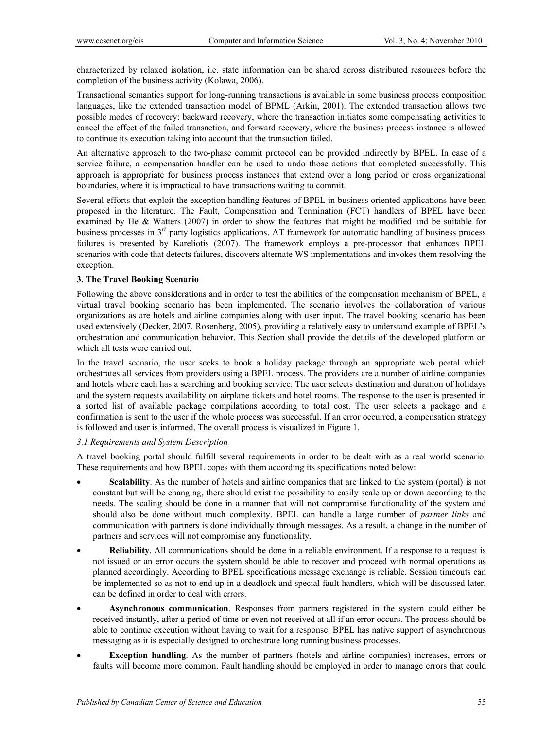characterized by relaxed isolation, i.e. state information can be shared across distributed resources before the completion of the business activity (Kolawa, 2006).

Transactional semantics support for long-running transactions is available in some business process composition languages, like the extended transaction model of BPML (Arkin, 2001). The extended transaction allows two possible modes of recovery: backward recovery, where the transaction initiates some compensating activities to cancel the effect of the failed transaction, and forward recovery, where the business process instance is allowed to continue its execution taking into account that the transaction failed.

An alternative approach to the two-phase commit protocol can be provided indirectly by BPEL. In case of a service failure, a compensation handler can be used to undo those actions that completed successfully. This approach is appropriate for business process instances that extend over a long period or cross organizational boundaries, where it is impractical to have transactions waiting to commit.

Several efforts that exploit the exception handling features of BPEL in business oriented applications have been proposed in the literature. The Fault, Compensation and Termination (FCT) handlers of BPEL have been examined by He & Watters (2007) in order to show the features that might be modified and be suitable for business processes in 3rd party logistics applications. AT framework for automatic handling of business process failures is presented by Kareliotis (2007). The framework employs a pre-processor that enhances BPEL scenarios with code that detects failures, discovers alternate WS implementations and invokes them resolving the exception.

## 3. The Travel Booking Scenario

Following the above considerations and in order to test the abilities of the compensation mechanism of BPEL, a virtual travel booking scenario has been implemented. The scenario involves the collaboration of various organizations as are hotels and airline companies along with user input. The travel booking scenario has been used extensively (Decker, 2007, Rosenberg, 2005), providing a relatively easy to understand example of BPEL's orchestration and communication behavior. This Section shall provide the details of the developed platform on which all tests were carried out.

In the travel scenario, the user seeks to book a holiday package through an appropriate web portal which orchestrates all services from providers using a BPEL process. The providers are a number of airline companies and hotels where each has a searching and booking service. The user selects destination and duration of holidays and the system requests availability on airplane tickets and hotel rooms. The response to the user is presented in a sorted list of available package compilations according to total cost. The user selects a package and a confirmation is sent to the user if the whole process was successful. If an error occurred, a compensation strategy is followed and user is informed. The overall process is visualized in Figure 1.

### *3.1 Requirements and System Description*

A travel booking portal should fulfill several requirements in order to be dealt with as a real world scenario. These requirements and how BPEL copes with them according its specifications noted below:

- **Scalability**. As the number of hotels and airline companies that are linked to the system (portal) is not constant but will be changing, there should exist the possibility to easily scale up or down according to the needs. The scaling should be done in a manner that will not compromise functionality of the system and should also be done without much complexity. BPEL can handle a large number of *partner links* and communication with partners is done individually through messages. As a result, a change in the number of partners and services will not compromise any functionality.
- **Reliability**. All communications should be done in a reliable environment. If a response to a request is not issued or an error occurs the system should be able to recover and proceed with normal operations as planned accordingly. According to BPEL specifications message exchange is reliable. Session timeouts can be implemented so as not to end up in a deadlock and special fault handlers, which will be discussed later, can be defined in order to deal with errors.
- **Asynchronous communication**. Responses from partners registered in the system could either be received instantly, after a period of time or even not received at all if an error occurs. The process should be able to continue execution without having to wait for a response. BPEL has native support of asynchronous messaging as it is especially designed to orchestrate long running business processes.
- **Exception handling**. As the number of partners (hotels and airline companies) increases, errors or faults will become more common. Fault handling should be employed in order to manage errors that could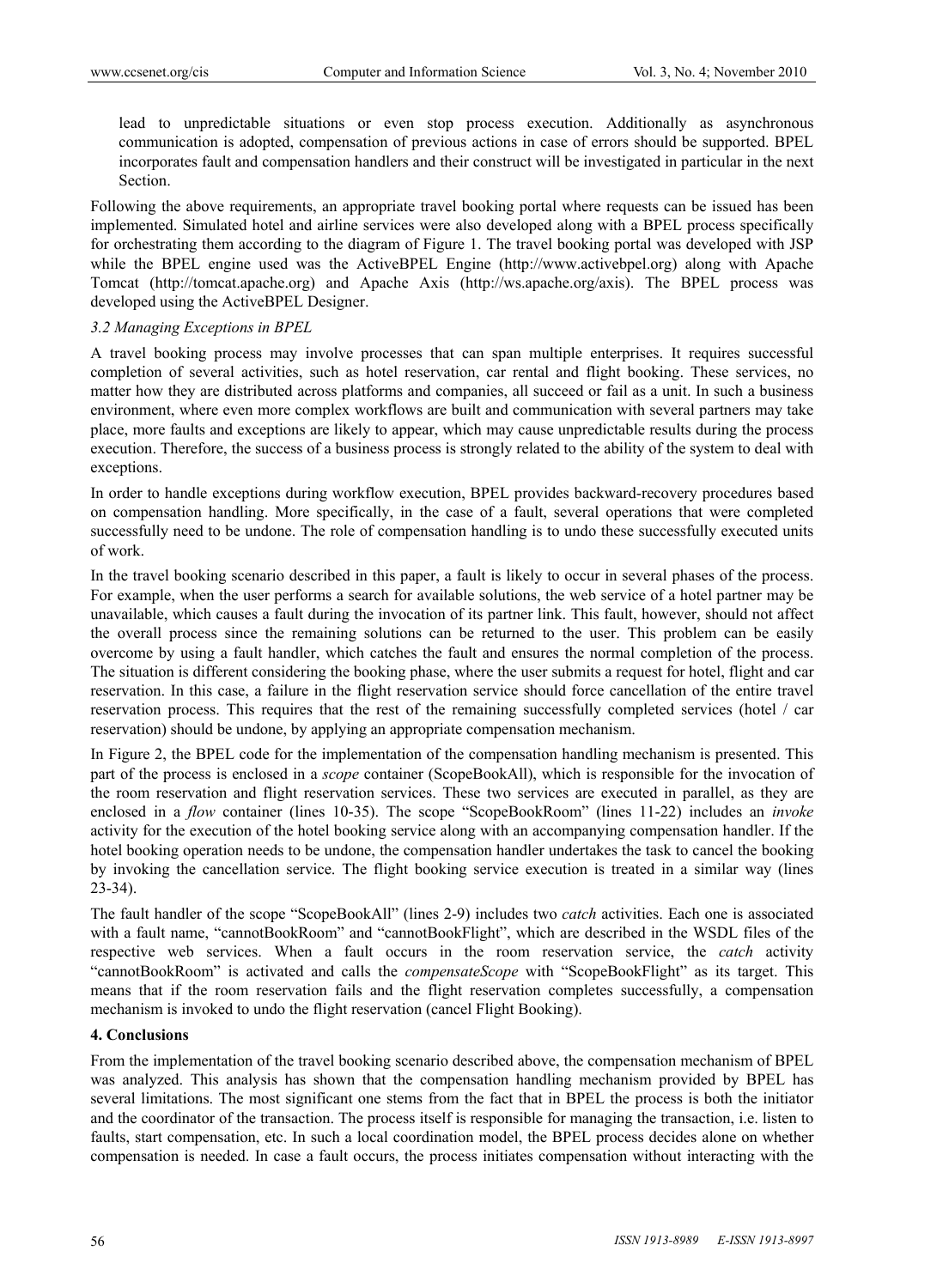lead to unpredictable situations or even stop process execution. Additionally as asynchronous communication is adopted, compensation of previous actions in case of errors should be supported. BPEL incorporates fault and compensation handlers and their construct will be investigated in particular in the next Section.

Following the above requirements, an appropriate travel booking portal where requests can be issued has been implemented. Simulated hotel and airline services were also developed along with a BPEL process specifically for orchestrating them according to the diagram of Figure 1. The travel booking portal was developed with JSP while the BPEL engine used was the ActiveBPEL Engine (http://www.activebpel.org) along with Apache Tomcat (http://tomcat.apache.org) and Apache Axis (http://ws.apache.org/axis). The BPEL process was developed using the ActiveBPEL Designer.

### *3.2 Managing Exceptions in BPEL*

A travel booking process may involve processes that can span multiple enterprises. It requires successful completion of several activities, such as hotel reservation, car rental and flight booking. These services, no matter how they are distributed across platforms and companies, all succeed or fail as a unit. In such a business environment, where even more complex workflows are built and communication with several partners may take place, more faults and exceptions are likely to appear, which may cause unpredictable results during the process execution. Therefore, the success of a business process is strongly related to the ability of the system to deal with exceptions.

In order to handle exceptions during workflow execution, BPEL provides backward-recovery procedures based on compensation handling. More specifically, in the case of a fault, several operations that were completed successfully need to be undone. The role of compensation handling is to undo these successfully executed units of work.

In the travel booking scenario described in this paper, a fault is likely to occur in several phases of the process. For example, when the user performs a search for available solutions, the web service of a hotel partner may be unavailable, which causes a fault during the invocation of its partner link. This fault, however, should not affect the overall process since the remaining solutions can be returned to the user. This problem can be easily overcome by using a fault handler, which catches the fault and ensures the normal completion of the process. The situation is different considering the booking phase, where the user submits a request for hotel, flight and car reservation. In this case, a failure in the flight reservation service should force cancellation of the entire travel reservation process. This requires that the rest of the remaining successfully completed services (hotel / car reservation) should be undone, by applying an appropriate compensation mechanism.

In Figure 2, the BPEL code for the implementation of the compensation handling mechanism is presented. This part of the process is enclosed in a *scope* container (ScopeBookAll), which is responsible for the invocation of the room reservation and flight reservation services. These two services are executed in parallel, as they are enclosed in a *flow* container (lines 10-35). The scope "ScopeBookRoom" (lines 11-22) includes an *invoke* activity for the execution of the hotel booking service along with an accompanying compensation handler. If the hotel booking operation needs to be undone, the compensation handler undertakes the task to cancel the booking by invoking the cancellation service. The flight booking service execution is treated in a similar way (lines 23-34).

The fault handler of the scope "ScopeBookAll" (lines 2-9) includes two *catch* activities. Each one is associated with a fault name, "cannotBookRoom" and "cannotBookFlight", which are described in the WSDL files of the respective web services. When a fault occurs in the room reservation service, the *catch* activity "cannotBookRoom" is activated and calls the *compensateScope* with "ScopeBookFlight" as its target. This means that if the room reservation fails and the flight reservation completes successfully, a compensation mechanism is invoked to undo the flight reservation (cancel Flight Booking).

## 4. Conclusions

From the implementation of the travel booking scenario described above, the compensation mechanism of BPEL was analyzed. This analysis has shown that the compensation handling mechanism provided by BPEL has several limitations. The most significant one stems from the fact that in BPEL the process is both the initiator and the coordinator of the transaction. The process itself is responsible for managing the transaction, i.e. listen to faults, start compensation, etc. In such a local coordination model, the BPEL process decides alone on whether compensation is needed. In case a fault occurs, the process initiates compensation without interacting with the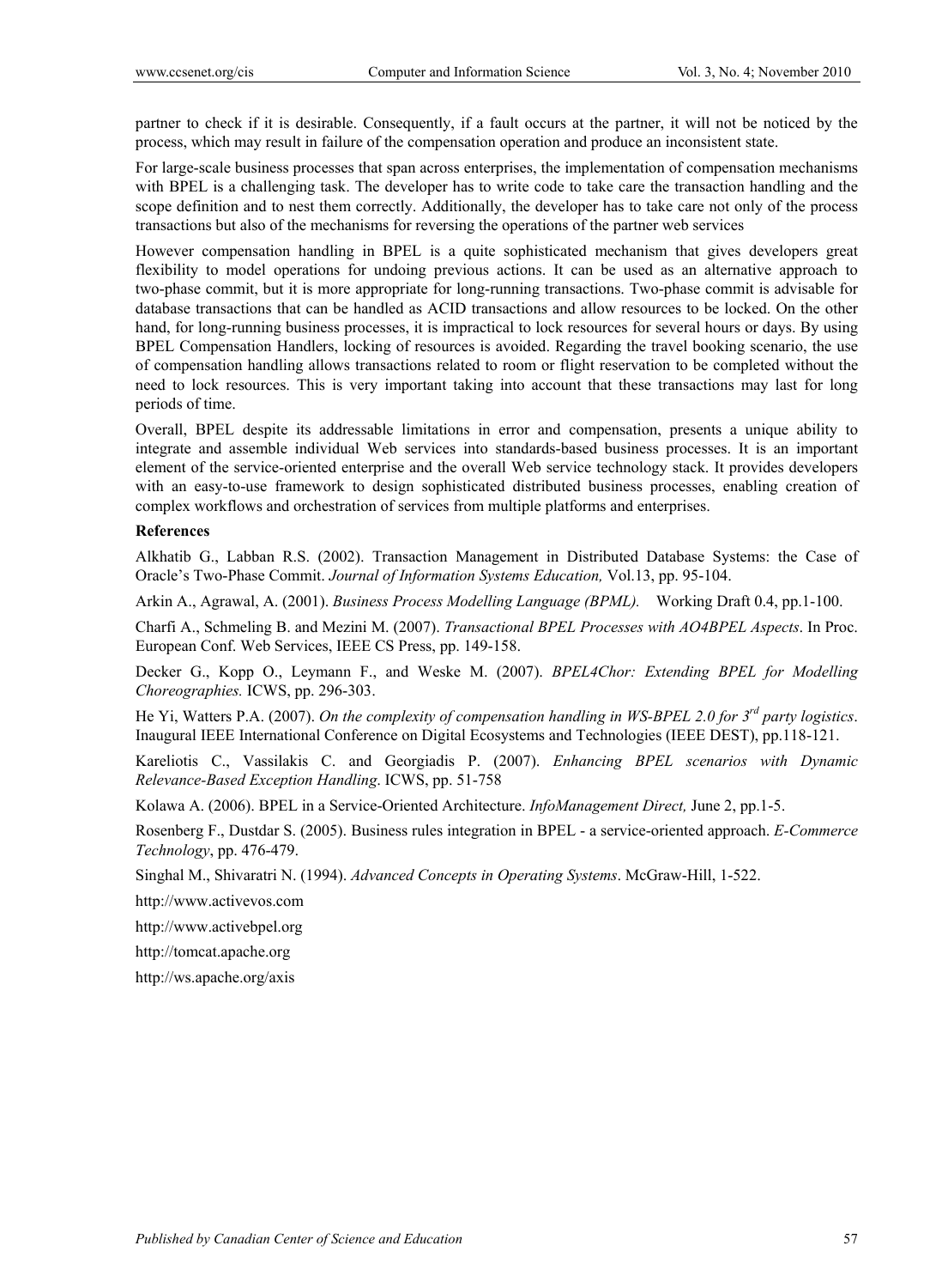partner to check if it is desirable. Consequently, if a fault occurs at the partner, it will not be noticed by the process, which may result in failure of the compensation operation and produce an inconsistent state.

For large-scale business processes that span across enterprises, the implementation of compensation mechanisms with BPEL is a challenging task. The developer has to write code to take care the transaction handling and the scope definition and to nest them correctly. Additionally, the developer has to take care not only of the process transactions but also of the mechanisms for reversing the operations of the partner web services

However compensation handling in BPEL is a quite sophisticated mechanism that gives developers great flexibility to model operations for undoing previous actions. It can be used as an alternative approach to two-phase commit, but it is more appropriate for long-running transactions. Two-phase commit is advisable for database transactions that can be handled as ACID transactions and allow resources to be locked. On the other hand, for long-running business processes, it is impractical to lock resources for several hours or days. By using BPEL Compensation Handlers, locking of resources is avoided. Regarding the travel booking scenario, the use of compensation handling allows transactions related to room or flight reservation to be completed without the need to lock resources. This is very important taking into account that these transactions may last for long periods of time.

Overall, BPEL despite its addressable limitations in error and compensation, presents a unique ability to integrate and assemble individual Web services into standards-based business processes. It is an important element of the service-oriented enterprise and the overall Web service technology stack. It provides developers with an easy-to-use framework to design sophisticated distributed business processes, enabling creation of complex workflows and orchestration of services from multiple platforms and enterprises.

**References**

Alkhatib G., Labban R.S. (2002). Transaction Management in Distributed Database Systems: the Case of Oracle's Two-Phase Commit. *Journal of Information Systems Education,* Vol.13, pp. 95-104.

Arkin A., Agrawal, A. (2001). *Business Process Modelling Language (BPML).* Working Draft 0.4, pp.1-100.

Charfi A., Schmeling B. and Mezini M. (2007). *Transactional BPEL Processes with AO4BPEL Aspects*. In Proc. European Conf. Web Services, IEEE CS Press, pp. 149-158.

Decker G., Kopp O., Leymann F., and Weske M. (2007). *BPEL4Chor: Extending BPEL for Modelling Choreographies.* ICWS, pp. 296-303.

He Yi, Watters P.A. (2007). *On the complexity of compensation handling in WS-BPEL 2.0 for 3rd party logistics*. Inaugural IEEE International Conference on Digital Ecosystems and Technologies (IEEE DEST), pp.118-121.

Kareliotis C., Vassilakis C. and Georgiadis P. (2007). *Enhancing BPEL scenarios with Dynamic Relevance-Based Exception Handling*. ICWS, pp. 51-758

Kolawa A. (2006). BPEL in a Service-Oriented Architecture. *InfoManagement Direct,* June 2, pp.1-5.

Rosenberg F., Dustdar S. (2005). Business rules integration in BPEL - a service-oriented approach. *E-Commerce Technology*, pp. 476-479.

Singhal M., Shivaratri N. (1994). *Advanced Concepts in Operating Systems*. McGraw-Hill, 1-522.

http://www.activevos.com

http://www.activebpel.org

http://tomcat.apache.org

http://ws.apache.org/axis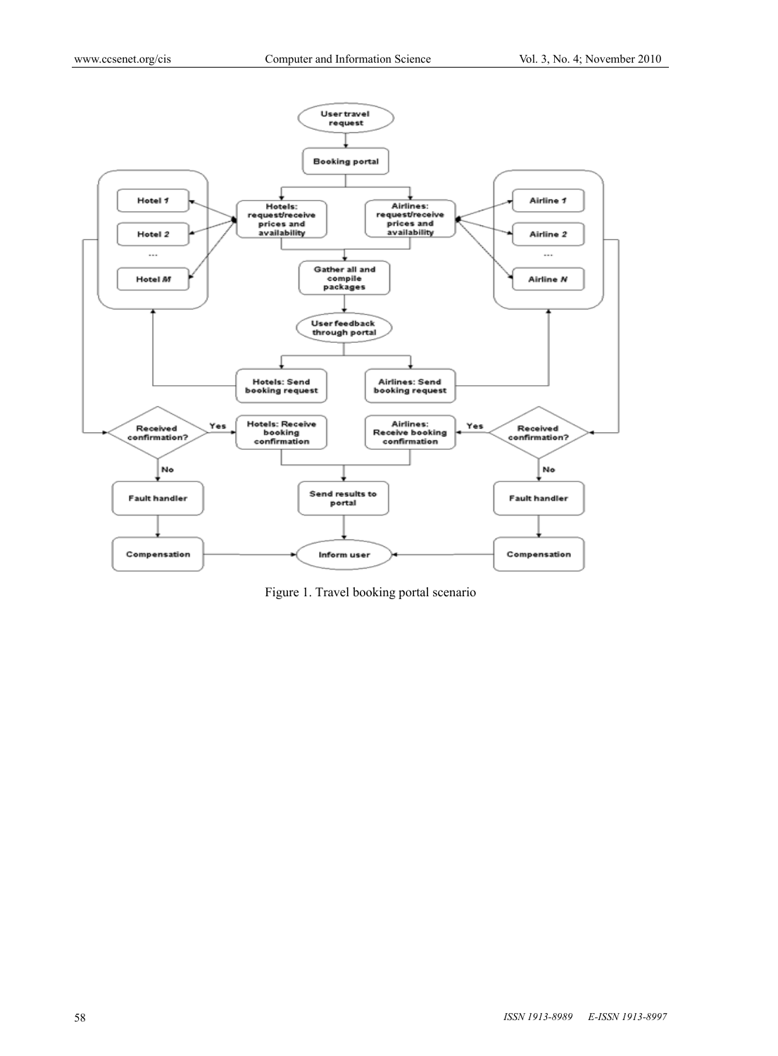Figure 1. Travel booking portal scenario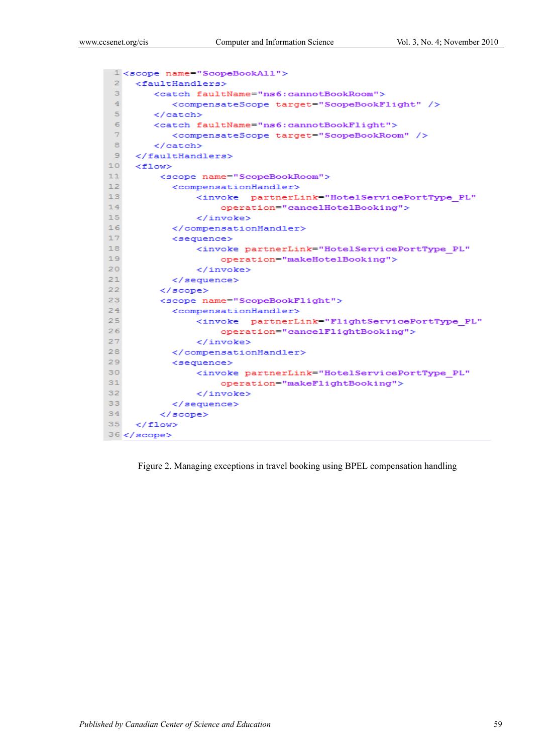```
1  <scope name="ScopeBookAll">
2    <faultHandlers>
3       <catch faultName="ns6:cannotBookRoom">
4          <compensateScope target="ScopeBookFlight" />
5       </catch>
6       <catch faultName="ns6:cannotBookFlight">
7          <compensateScope target="ScopeBookRoom" />
8       </catch>
9    </faultHandlers>
10   <flow>
11       <scope name="ScopeBookRoom">
12         <compensationHandler>
13             <invoke  partnerLink="HotelServicePortType_PL"
14                 operation="cancelHotelBooking">
15             </invoke>
16         </compensationHandler>
17         <sequence>
18             <invoke partnerLink="HotelServicePortType_PL"
19                 operation="makeHotelBooking">
20             </invoke>
21         </sequence>
22       </scope>
23       <scope name="ScopeBookFlight">
24         <compensationHandler>
25             <invoke  partnerLink="FlightServicePortType_PL"
26                 operation="cancelFlightBooking">
27             </invoke>
28         </compensationHandler>
29         <sequence>
30             <invoke partnerLink="HotelServicePortType_PL"
31                 operation="makeFlightBooking">
32             </invoke>
33         </sequence>
34       </scope>
35   </flow>
36 </scope>
```

Figure 2. Managing exceptions in travel booking using BPEL compensation handling